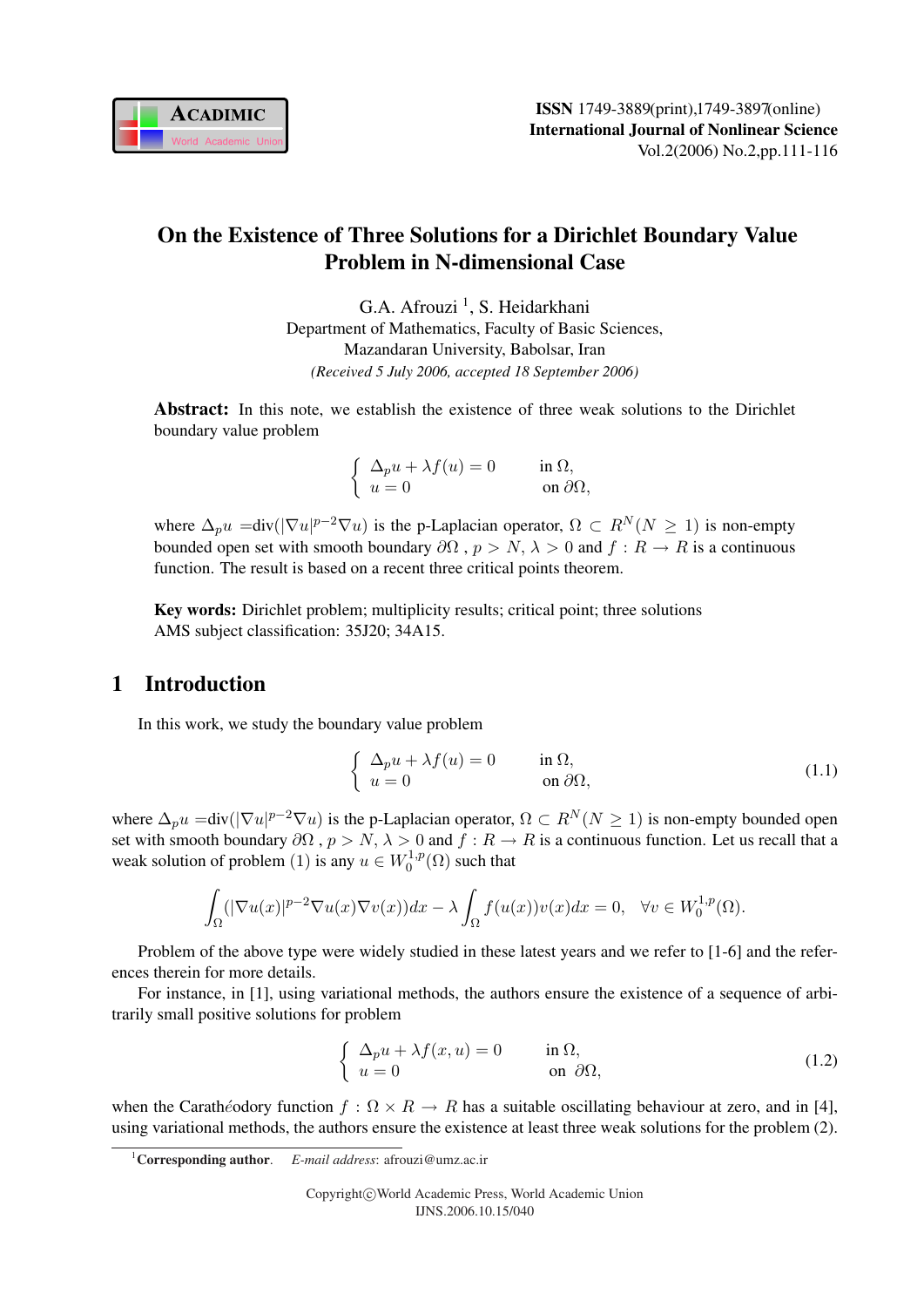# On the Existence of Three Solutions for a Dirichlet Boundary Value Problem in N-dimensional Case

G.A. Afrouzi [1], S. Heidarkhani

Department of Mathematics, Faculty of Basic Sciences,
Mazandaran University, Babolsar, Iran

*(Received 5 July 2006, accepted 18 September 2006)*

**Abstract:** In this note, we establish the existence of three weak solutions to the Dirichlet boundary value problem

$$\begin{cases} \Delta_p u + \lambda f(u) = 0 & \text{in } \Omega, \\ u = 0 & \text{on } \partial\Omega, \end{cases}$$

where $\Delta_p u = \text{div}(|\nabla u|^{p-2}\nabla u)$ is the p-Laplacian operator, $\Omega \subset R^N (N \geq 1)$ is non-empty bounded open set with smooth boundary $\partial\Omega$ , $p > N$, $\lambda > 0$ and $f : R \to R$ is a continuous function. The result is based on a recent three critical points theorem.

**Key words:** Dirichlet problem; multiplicity results; critical point; three solutions
AMS subject classification: 35J20; 34A15.

## 1 Introduction

In this work, we study the boundary value problem

$$\begin{cases} \Delta_p u + \lambda f(u) = 0 & \text{in } \Omega, \\ u = 0 & \text{on } \partial\Omega, \end{cases} \tag{1.1}$$

where $\Delta_p u = \text{div}(|\nabla u|^{p-2}\nabla u)$ is the p-Laplacian operator, $\Omega \subset R^N (N \geq 1)$ is non-empty bounded open set with smooth boundary $\partial\Omega$ , $p > N$, $\lambda > 0$ and $f : R \to R$ is a continuous function. Let us recall that a weak solution of problem (1) is any $u \in W_0^{1,p}(\Omega)$ such that

$$\int_\Omega (|\nabla u(x)|^{p-2}\nabla u(x)\nabla v(x))dx - \lambda \int_\Omega f(u(x))v(x)dx = 0, \quad \forall v \in W_0^{1,p}(\Omega).$$

Problem of the above type were widely studied in these latest years and we refer to [1-6] and the references therein for more details.

For instance, in [1], using variational methods, the authors ensure the existence of a sequence of arbitrarily small positive solutions for problem

$$\begin{cases} \Delta_p u + \lambda f(x, u) = 0 & \text{in } \Omega, \\ u = 0 & \text{on } \partial\Omega, \end{cases} \tag{1.2}$$

when the Carathéodory function $f : \Omega \times R \to R$ has a suitable oscillating behaviour at zero, and in [4], using variational methods, the authors ensure the existence at least three weak solutions for the problem (2).

[1] **Corresponding author**. *E-mail address*: afrouzi@umz.ac.ir

Copyright©World Academic Press, World Academic Union
IJNS.2006.10.15/040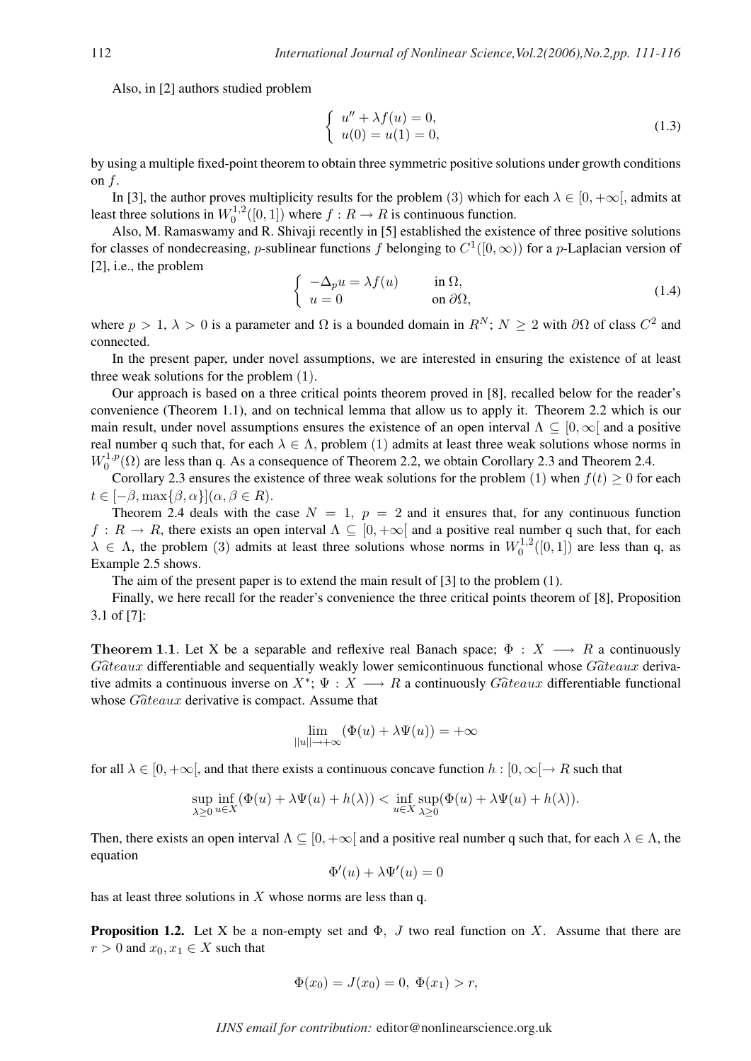Also, in [2] authors studied problem

$$\begin{cases} u'' + \lambda f(u) = 0, \\ u(0) = u(1) = 0, \end{cases} \tag{1.3}$$

by using a multiple fixed-point theorem to obtain three symmetric positive solutions under growth conditions on $f$.

In [3], the author proves multiplicity results for the problem $(3)$ which for each $\lambda \in [0, +\infty[$, admits at least three solutions in $W_0^{1,2}([0,1])$ where $f : R \to R$ is continuous function.

Also, M. Ramaswamy and R. Shivaji recently in [5] established the existence of three positive solutions for classes of nondecreasing, $p$-sublinear functions $f$ belonging to $C^1([0,\infty))$ for a $p$-Laplacian version of [2], i.e., the problem

$$\begin{cases} -\Delta_p u = \lambda f(u) & \text{in } \Omega, \\ u = 0 & \text{on } \partial\Omega, \end{cases} \tag{1.4}$$

where $p > 1$, $\lambda > 0$ is a parameter and $\Omega$ is a bounded domain in $R^N$; $N \geq 2$ with $\partial\Omega$ of class $C^2$ and connected.

In the present paper, under novel assumptions, we are interested in ensuring the existence of at least three weak solutions for the problem $(1)$.

Our approach is based on a three critical points theorem proved in [8], recalled below for the reader's convenience (Theorem 1.1), and on technical lemma that allow us to apply it. Theorem 2.2 which is our main result, under novel assumptions ensures the existence of an open interval $\Lambda \subseteq [0, \infty[$ and a positive real number q such that, for each $\lambda \in \Lambda$, problem $(1)$ admits at least three weak solutions whose norms in $W_0^{1,p}(\Omega)$ are less than q. As a consequence of Theorem 2.2, we obtain Corollary 2.3 and Theorem 2.4.

Corollary 2.3 ensures the existence of three weak solutions for the problem $(1)$ when $f(t) \geq 0$ for each $t \in [-\beta, \max\{\beta, \alpha\}](\alpha, \beta \in R)$.

Theorem 2.4 deals with the case $N = 1$, $p = 2$ and it ensures that, for any continuous function $f : R \to R$, there exists an open interval $\Lambda \subseteq [0, +\infty[$ and a positive real number q such that, for each $\lambda \in \Lambda$, the problem $(3)$ admits at least three solutions whose norms in $W_0^{1,2}([0,1])$ are less than q, as Example 2.5 shows.

The aim of the present paper is to extend the main result of [3] to the problem $(1)$.

Finally, we here recall for the reader's convenience the three critical points theorem of [8], Proposition 3.1 of [7]:

**Theorem 1.1**. Let X be a separable and reflexive real Banach space; $\Phi : X \longrightarrow R$ a continuously *Gâteaux* differentiable and sequentially weakly lower semicontinuous functional whose *Gâteaux* derivative admits a continuous inverse on $X^*$; $\Psi : X \longrightarrow R$ a continuously *Gâteaux* differentiable functional whose *Gâteaux* derivative is compact. Assume that

$$\lim_{||u|| \to +\infty} (\Phi(u) + \lambda\Psi(u)) = +\infty$$

for all $\lambda \in [0, +\infty[$, and that there exists a continuous concave function $h : [0, \infty[ \to R$ such that

$$\sup_{\lambda \geq 0} \inf_{u \in X} (\Phi(u) + \lambda\Psi(u) + h(\lambda)) < \inf_{u \in X} \sup_{\lambda \geq 0} (\Phi(u) + \lambda\Psi(u) + h(\lambda)).$$

Then, there exists an open interval $\Lambda \subseteq [0, +\infty[$ and a positive real number q such that, for each $\lambda \in \Lambda$, the equation

$$\Phi'(u) + \lambda\Psi'(u) = 0$$

has at least three solutions in $X$ whose norms are less than q.

**Proposition 1.2.** Let X be a non-empty set and $\Phi$, $J$ two real function on $X$. Assume that there are $r > 0$ and $x_0, x_1 \in X$ such that

$$\Phi(x_0) = J(x_0) = 0, \ \Phi(x_1) > r,$$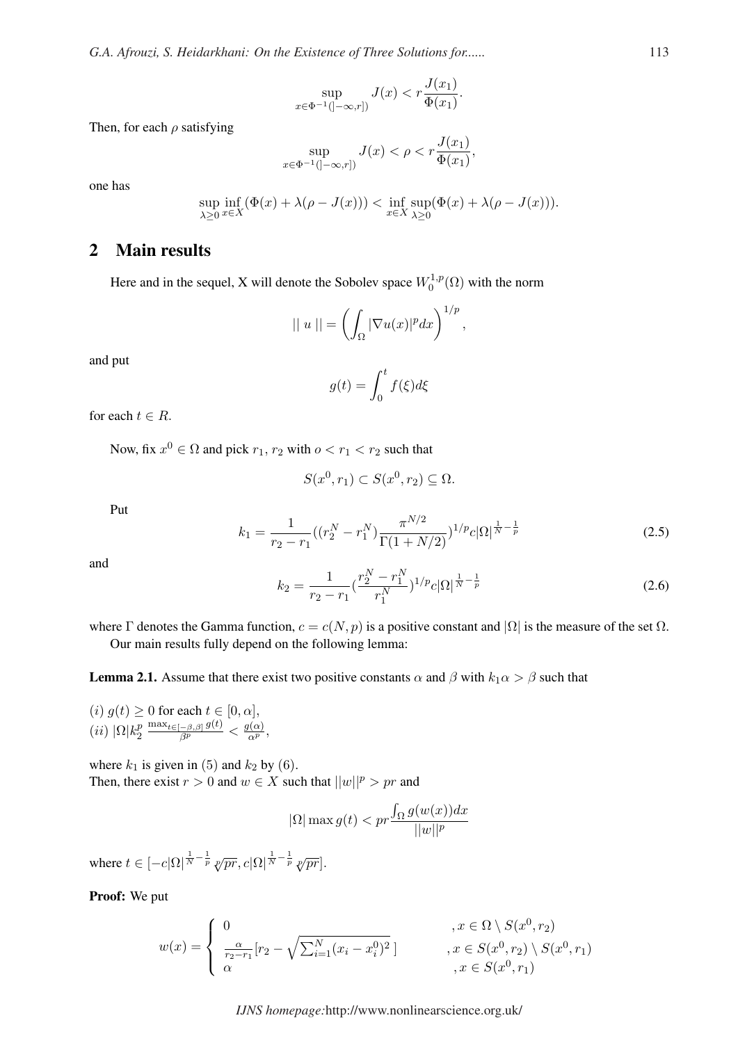$$\sup_{x\in\Phi^{-1}(]-\infty,r])} J(x) < r\frac{J(x_1)}{\Phi(x_1)}.$$

Then, for each $\rho$ satisfying

$$\sup_{x\in\Phi^{-1}(]-\infty,r])} J(x) < \rho < r\frac{J(x_1)}{\Phi(x_1)},$$

one has

$$\sup_{\lambda\geq 0}\inf_{x\in X}(\Phi(x)+\lambda(\rho - J(x))) < \inf_{x\in X}\sup_{\lambda\geq 0}(\Phi(x)+\lambda(\rho - J(x))).$$

## 2 Main results

Here and in the sequel, X will denote the Sobolev space $W_0^{1,p}(\Omega)$ with the norm

$$|| \ u \ || = \left(\int_\Omega |\nabla u(x)|^p dx\right)^{1/p},$$

and put

$$g(t) = \int_0^t f(\xi)d\xi$$

for each $t \in R$.

Now, fix $x^0 \in \Omega$ and pick $r_1$, $r_2$ with $o < r_1 < r_2$ such that

$$S(x^0, r_1) \subset S(x^0, r_2) \subseteq \Omega.$$

Put

$$k_1 = \frac{1}{r_2 - r_1}((r_2^N - r_1^N)\frac{\pi^{N/2}}{\Gamma(1+N/2)})^{1/p}c|\Omega|^{\frac{1}{N}-\frac{1}{p}} \tag{2.5}$$

and

$$k_2 = \frac{1}{r_2 - r_1}(\frac{r_2^N - r_1^N}{r_1^N})^{1/p}c|\Omega|^{\frac{1}{N}-\frac{1}{p}} \tag{2.6}$$

where $\Gamma$ denotes the Gamma function, $c = c(N,p)$ is a positive constant and $|\Omega|$ is the measure of the set $\Omega$.

Our main results fully depend on the following lemma:

**Lemma 2.1.** Assume that there exist two positive constants $\alpha$ and $\beta$ with $k_1\alpha > \beta$ such that

$(i)$ $g(t) \geq 0$ for each $t \in [0, \alpha]$,
$(ii)$ $|\Omega|k_2^p \frac{\max_{t\in[-\beta,\beta]} g(t)}{\beta^p} < \frac{g(\alpha)}{\alpha^p}$,

where $k_1$ is given in (5) and $k_2$ by (6).
Then, there exist $r > 0$ and $w \in X$ such that $||w||^p > pr$ and

$$|\Omega| \max g(t) < pr\frac{\int_\Omega g(w(x))dx}{||w||^p}$$

where $t \in [-c|\Omega|^{\frac{1}{N}-\frac{1}{p}}\sqrt[p]{pr}, c|\Omega|^{\frac{1}{N}-\frac{1}{p}}\sqrt[p]{pr}]$.

**Proof:** We put

$$w(x) = \begin{cases} 0 & , x \in \Omega \setminus S(x^0, r_2) \\ \frac{\alpha}{r_2 - r_1}[r_2 - \sqrt{\sum_{i=1}^N (x_i - x_i^0)^2}\ ] & , x \in S(x^0, r_2) \setminus S(x^0, r_1) \\ \alpha & , x \in S(x^0, r_1) \end{cases}$$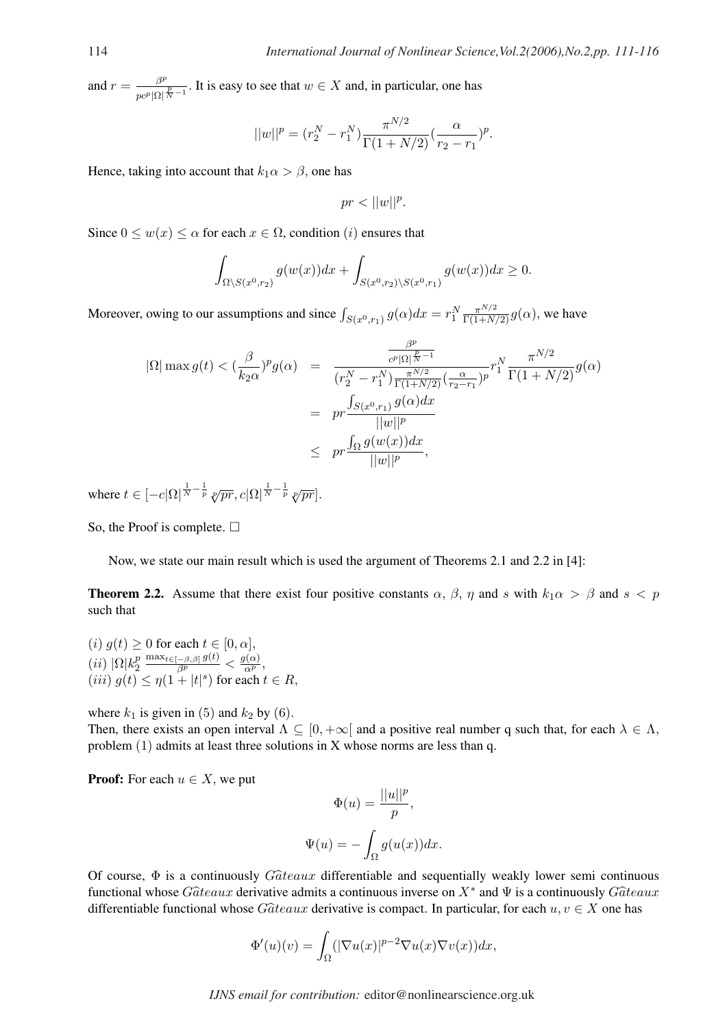and $r = \frac{\beta^p}{pc^p|\Omega|^{\frac{p}{N}-1}}$. It is easy to see that $w \in X$ and, in particular, one has

$$||w||^p = (r_2^N - r_1^N)\frac{\pi^{N/2}}{\Gamma(1+N/2)}(\frac{\alpha}{r_2 - r_1})^p.$$

Hence, taking into account that $k_1\alpha > \beta$, one has

$$pr < ||w||^p.$$

Since $0 \leq w(x) \leq \alpha$ for each $x \in \Omega$, condition $(i)$ ensures that

$$\int_{\Omega \setminus S(x^0,r_2)} g(w(x))dx + \int_{S(x^0,r_2)\setminus S(x^0,r_1)} g(w(x))dx \geq 0.$$

Moreover, owing to our assumptions and since $\int_{S(x^0,r_1)} g(\alpha)dx = r_1^N \frac{\pi^{N/2}}{\Gamma(1+N/2)} g(\alpha)$, we have

$$\begin{aligned}
|\Omega| \max g(t) < (\frac{\beta}{k_2\alpha})^p g(\alpha) &= \frac{\frac{\beta^p}{c^p|\Omega|^{\frac{p}{N}-1}}}{(r_2^N - r_1^N)\frac{\pi^{N/2}}{\Gamma(1+N/2)}(\frac{\alpha}{r_2-r_1})^p} r_1^N \frac{\pi^{N/2}}{\Gamma(1+N/2)} g(\alpha) \\
&= pr\frac{\int_{S(x^0,r_1)} g(\alpha)dx}{||w||^p} \\
&\leq pr\frac{\int_\Omega g(w(x))dx}{||w||^p},
\end{aligned}$$

where $t \in [-c|\Omega|^{\frac{1}{N}-\frac{1}{p}}\sqrt[p]{pr}, c|\Omega|^{\frac{1}{N}-\frac{1}{p}}\sqrt[p]{pr}]$.

So, the Proof is complete. $\square$

Now, we state our main result which is used the argument of Theorems 2.1 and 2.2 in [4]:

**Theorem 2.2.** Assume that there exist four positive constants $\alpha$, $\beta$, $\eta$ and $s$ with $k_1\alpha > \beta$ and $s < p$ such that

$(i)$ $g(t) \geq 0$ for each $t \in [0, \alpha]$,
$(ii)$ $|\Omega|k_2^p \frac{\max_{t\in[-\beta,\beta]} g(t)}{\beta^p} < \frac{g(\alpha)}{\alpha^p}$,
$(iii)$ $g(t) \leq \eta(1 + |t|^s)$ for each $t \in R$,

where $k_1$ is given in $(5)$ and $k_2$ by $(6)$.
Then, there exists an open interval $\Lambda \subseteq [0, +\infty[$ and a positive real number q such that, for each $\lambda \in \Lambda$, problem $(1)$ admits at least three solutions in X whose norms are less than q.

**Proof:** For each $u \in X$, we put

$$\Phi(u) = \frac{||u||^p}{p},$$

$$\Psi(u) = -\int_\Omega g(u(x))dx.$$

Of course, $\Phi$ is a continuously $G\hat{a}teaux$ differentiable and sequentially weakly lower semi continuous functional whose $G\hat{a}teaux$ derivative admits a continuous inverse on $X^*$ and $\Psi$ is a continuously $G\hat{a}teaux$ differentiable functional whose $G\hat{a}teaux$ derivative is compact. In particular, for each $u, v \in X$ one has

$$\Phi'(u)(v) = \int_\Omega (|\nabla u(x)|^{p-2}\nabla u(x)\nabla v(x))dx,$$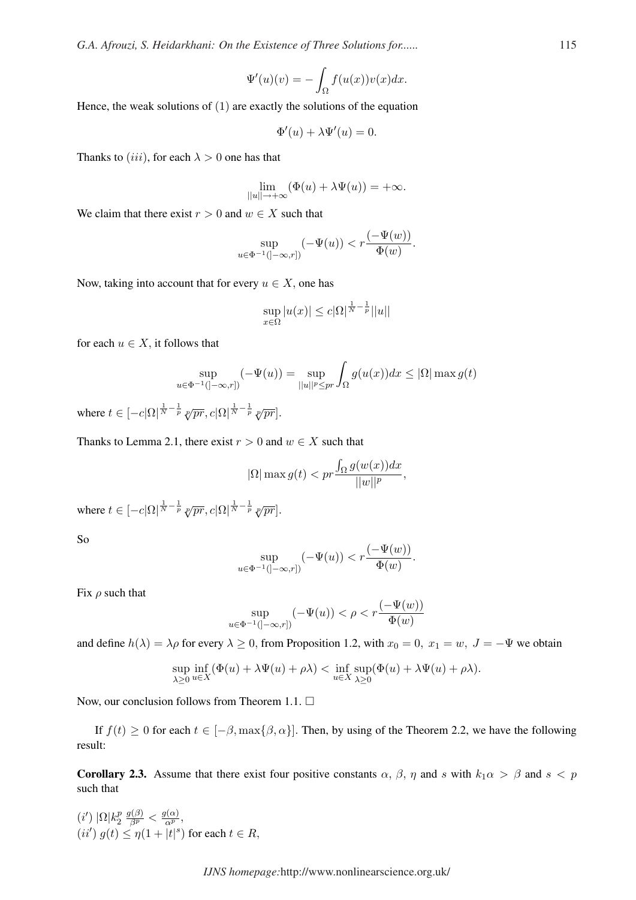$$\Psi'(u)(v) = -\int_\Omega f(u(x))v(x)dx.$$

Hence, the weak solutions of (1) are exactly the solutions of the equation

$$\Phi'(u) + \lambda\Psi'(u) = 0.$$

Thanks to $(iii)$, for each $\lambda > 0$ one has that

$$\lim_{||u||\to+\infty}(\Phi(u) + \lambda\Psi(u)) = +\infty.$$

We claim that there exist $r > 0$ and $w \in X$ such that

$$\sup_{u\in\Phi^{-1}(]-\infty,r])}(-\Psi(u)) < r\frac{(-\Psi(w))}{\Phi(w)}.$$

Now, taking into account that for every $u \in X$, one has

$$\sup_{x\in\Omega}|u(x)| \leq c|\Omega|^{\frac{1}{N}-\frac{1}{p}}||u||$$

for each $u \in X$, it follows that

$$\sup_{u\in\Phi^{-1}(]-\infty,r])}(-\Psi(u)) = \sup_{||u||^p\leq pr}\int_\Omega g(u(x))dx \leq |\Omega|\max g(t)$$

where $t \in [-c|\Omega|^{\frac{1}{N}-\frac{1}{p}}\sqrt[p]{pr}, c|\Omega|^{\frac{1}{N}-\frac{1}{p}}\sqrt[p]{pr}]$.

Thanks to Lemma 2.1, there exist $r > 0$ and $w \in X$ such that

$$|\Omega|\max g(t) < pr\frac{\int_\Omega g(w(x))dx}{||w||^p},$$

where $t \in [-c|\Omega|^{\frac{1}{N}-\frac{1}{p}}\sqrt[p]{pr}, c|\Omega|^{\frac{1}{N}-\frac{1}{p}}\sqrt[p]{pr}]$.

So

$$\sup_{u\in\Phi^{-1}(]-\infty,r])}(-\Psi(u)) < r\frac{(-\Psi(w))}{\Phi(w)}.$$

Fix $\rho$ such that

$$\sup_{u\in\Phi^{-1}(]-\infty,r])}(-\Psi(u)) < \rho < r\frac{(-\Psi(w))}{\Phi(w)}$$

and define $h(\lambda) = \lambda\rho$ for every $\lambda \geq 0$, from Proposition 1.2, with $x_0 = 0,\ x_1 = w,\ J = -\Psi$ we obtain

$$\sup_{\lambda\geq 0}\inf_{u\in X}(\Phi(u) + \lambda\Psi(u) + \rho\lambda) < \inf_{u\in X}\sup_{\lambda\geq 0}(\Phi(u) + \lambda\Psi(u) + \rho\lambda).$$

Now, our conclusion follows from Theorem 1.1. □

If $f(t) \geq 0$ for each $t \in [-\beta, \max\{\beta, \alpha\}]$. Then, by using of the Theorem 2.2, we have the following result:

**Corollary 2.3.** Assume that there exist four positive constants $\alpha$, $\beta$, $\eta$ and $s$ with $k_1\alpha > \beta$ and $s < p$ such that

$(i')$ $|\Omega|k_2^p\,\frac{g(\beta)}{\beta^p} < \frac{g(\alpha)}{\alpha^p}$,
$(ii')$ $g(t) \leq \eta(1 + |t|^s)$ for each $t \in R$,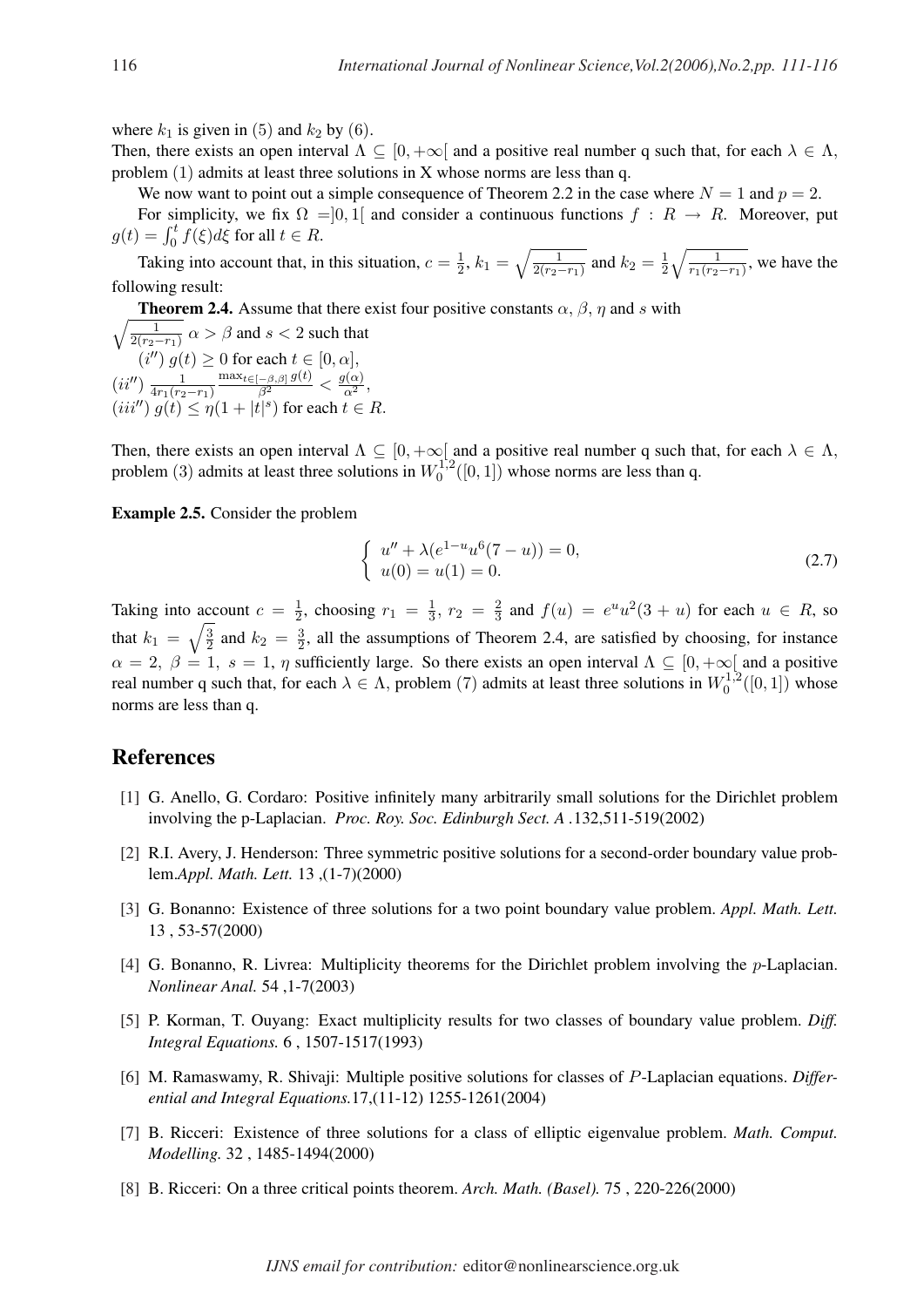where $k_1$ is given in (5) and $k_2$ by (6).

Then, there exists an open interval $\Lambda \subseteq [0, +\infty[$ and a positive real number q such that, for each $\lambda \in \Lambda$, problem (1) admits at least three solutions in X whose norms are less than q.

We now want to point out a simple consequence of Theorem 2.2 in the case where $N = 1$ and $p = 2$.

For simplicity, we fix $\Omega = ]0, 1[$ and consider a continuous functions $f : R \to R$. Moreover, put $g(t) = \int_0^t f(\xi)d\xi$ for all $t \in R$.

Taking into account that, in this situation, $c = \frac{1}{2}$, $k_1 = \sqrt{\frac{1}{2(r_2-r_1)}}$ and $k_2 = \frac{1}{2}\sqrt{\frac{1}{r_1(r_2-r_1)}}$, we have the following result:

**Theorem 2.4.** Assume that there exist four positive constants $\alpha$, $\beta$, $\eta$ and $s$ with $\sqrt{\frac{1}{2(r_2-r_1)}}\ \alpha > \beta$ and $s < 2$ such that

$(i'')$ $g(t) \geq 0$ for each $t \in [0, \alpha]$,

$(ii'')$ $\frac{1}{4r_1(r_2-r_1)} \frac{\max_{t\in[-\beta,\beta]} g(t)}{\beta^2} < \frac{g(\alpha)}{\alpha^2}$,

$(iii'')$ $g(t) \leq \eta(1 + |t|^s)$ for each $t \in R$.

Then, there exists an open interval $\Lambda \subseteq [0, +\infty[$ and a positive real number q such that, for each $\lambda \in \Lambda$, problem (3) admits at least three solutions in $W_0^{1,2}([0, 1])$ whose norms are less than q.

**Example 2.5.** Consider the problem

$$\begin{cases} u'' + \lambda(e^{1-u}u^6(7-u)) = 0, \\ u(0) = u(1) = 0. \end{cases} \tag{2.7}$$

Taking into account $c = \frac{1}{2}$, choosing $r_1 = \frac{1}{3}$, $r_2 = \frac{2}{3}$ and $f(u) = e^u u^2(3 + u)$ for each $u \in R$, so that $k_1 = \sqrt{\frac{3}{2}}$ and $k_2 = \frac{3}{2}$, all the assumptions of Theorem 2.4, are satisfied by choosing, for instance $\alpha = 2$, $\beta = 1$, $s = 1$, $\eta$ sufficiently large. So there exists an open interval $\Lambda \subseteq [0, +\infty[$ and a positive real number q such that, for each $\lambda \in \Lambda$, problem (7) admits at least three solutions in $W_0^{1,2}([0, 1])$ whose norms are less than q.

## References

[1] G. Anello, G. Cordaro: Positive infinitely many arbitrarily small solutions for the Dirichlet problem involving the p-Laplacian. *Proc. Roy. Soc. Edinburgh Sect. A* .132,511-519(2002)

[2] R.I. Avery, J. Henderson: Three symmetric positive solutions for a second-order boundary value problem.*Appl. Math. Lett.* 13 ,(1-7)(2000)

[3] G. Bonanno: Existence of three solutions for a two point boundary value problem. *Appl. Math. Lett.* 13 , 53-57(2000)

[4] G. Bonanno, R. Livrea: Multiplicity theorems for the Dirichlet problem involving the $p$-Laplacian. *Nonlinear Anal.* 54 ,1-7(2003)

[5] P. Korman, T. Ouyang: Exact multiplicity results for two classes of boundary value problem. *Diff. Integral Equations.* 6 , 1507-1517(1993)

[6] M. Ramaswamy, R. Shivaji: Multiple positive solutions for classes of $P$-Laplacian equations. *Differential and Integral Equations.*17,(11-12) 1255-1261(2004)

[7] B. Ricceri: Existence of three solutions for a class of elliptic eigenvalue problem. *Math. Comput. Modelling.* 32 , 1485-1494(2000)

[8] B. Ricceri: On a three critical points theorem. *Arch. Math. (Basel).* 75 , 220-226(2000)